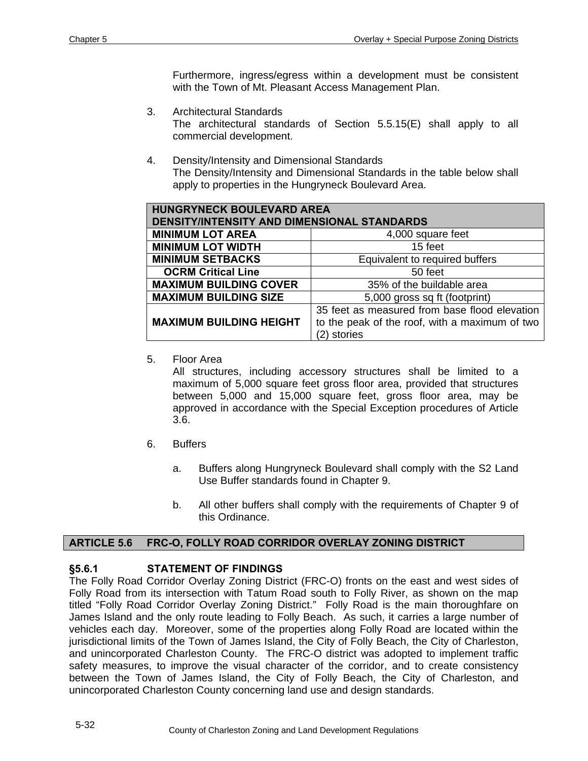Furthermore, ingress/egress within a development must be consistent with the Town of Mt. Pleasant Access Management Plan.

3. Architectural Standards
   The architectural standards of Section 5.5.15(E) shall apply to all commercial development.

4. Density/Intensity and Dimensional Standards
   The Density/Intensity and Dimensional Standards in the table below shall apply to properties in the Hungryneck Boulevard Area.

| HUNGRYNECK BOULEVARD AREA DENSITY/INTENSITY AND DIMENSIONAL STANDARDS | |
|---|---|
| **MINIMUM LOT AREA** | 4,000 square feet |
| **MINIMUM LOT WIDTH** | 15 feet |
| **MINIMUM SETBACKS** | Equivalent to required buffers |
| **OCRM Critical Line** | 50 feet |
| **MAXIMUM BUILDING COVER** | 35% of the buildable area |
| **MAXIMUM BUILDING SIZE** | 5,000 gross sq ft (footprint) |
| **MAXIMUM BUILDING HEIGHT** | 35 feet as measured from base flood elevation to the peak of the roof, with a maximum of two (2) stories |

5. Floor Area
   All structures, including accessory structures shall be limited to a maximum of 5,000 square feet gross floor area, provided that structures between 5,000 and 15,000 square feet, gross floor area, may be approved in accordance with the Special Exception procedures of Article 3.6.

6. Buffers

   a. Buffers along Hungryneck Boulevard shall comply with the S2 Land Use Buffer standards found in Chapter 9.

   b. All other buffers shall comply with the requirements of Chapter 9 of this Ordinance.

## ARTICLE 5.6 FRC-O, FOLLY ROAD CORRIDOR OVERLAY ZONING DISTRICT

### §5.6.1 STATEMENT OF FINDINGS

The Folly Road Corridor Overlay Zoning District (FRC-O) fronts on the east and west sides of Folly Road from its intersection with Tatum Road south to Folly River, as shown on the map titled "Folly Road Corridor Overlay Zoning District." Folly Road is the main thoroughfare on James Island and the only route leading to Folly Beach. As such, it carries a large number of vehicles each day. Moreover, some of the properties along Folly Road are located within the jurisdictional limits of the Town of James Island, the City of Folly Beach, the City of Charleston, and unincorporated Charleston County. The FRC-O district was adopted to implement traffic safety measures, to improve the visual character of the corridor, and to create consistency between the Town of James Island, the City of Folly Beach, the City of Charleston, and unincorporated Charleston County concerning land use and design standards.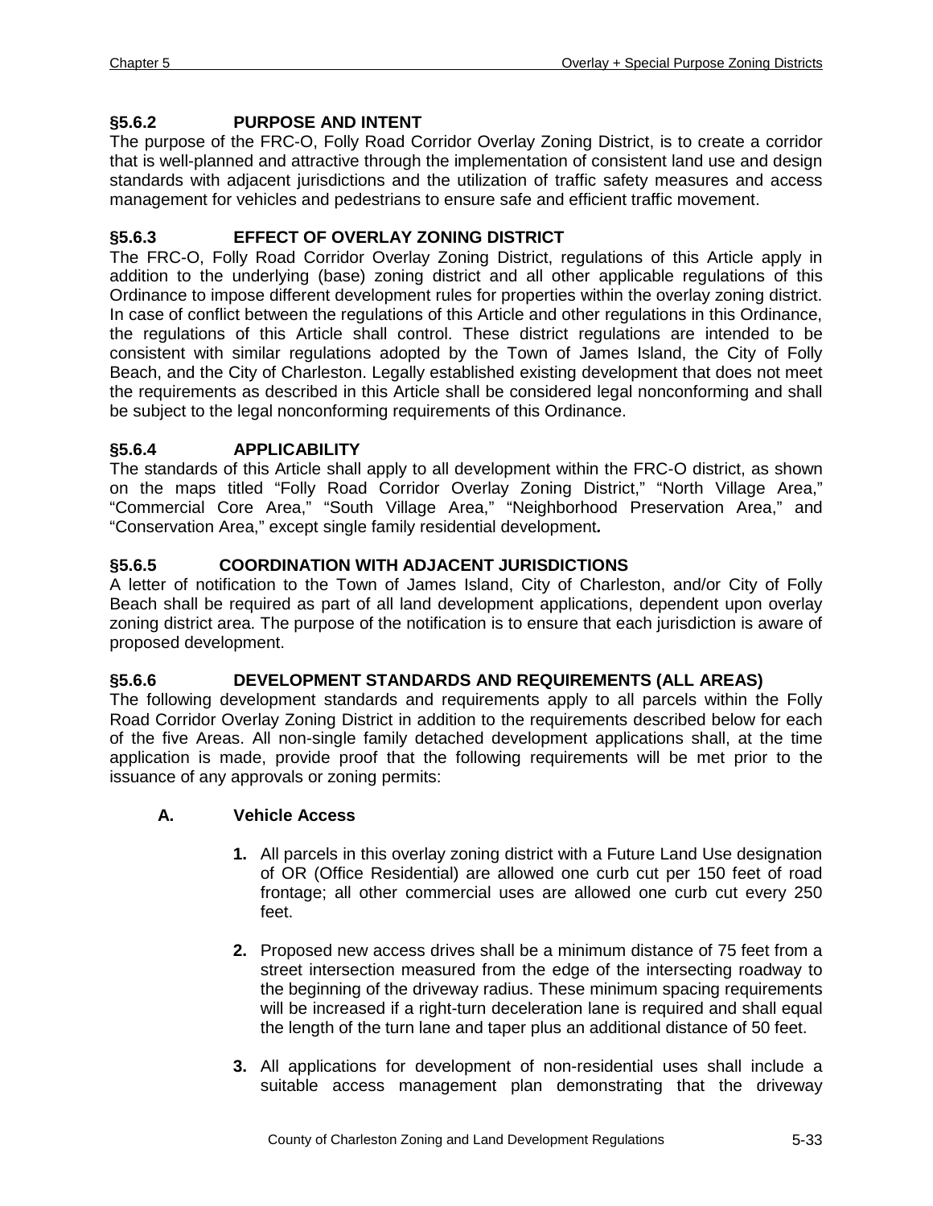## §5.6.2 PURPOSE AND INTENT

The purpose of the FRC-O, Folly Road Corridor Overlay Zoning District, is to create a corridor that is well-planned and attractive through the implementation of consistent land use and design standards with adjacent jurisdictions and the utilization of traffic safety measures and access management for vehicles and pedestrians to ensure safe and efficient traffic movement.

## §5.6.3 EFFECT OF OVERLAY ZONING DISTRICT

The FRC-O, Folly Road Corridor Overlay Zoning District, regulations of this Article apply in addition to the underlying (base) zoning district and all other applicable regulations of this Ordinance to impose different development rules for properties within the overlay zoning district. In case of conflict between the regulations of this Article and other regulations in this Ordinance, the regulations of this Article shall control. These district regulations are intended to be consistent with similar regulations adopted by the Town of James Island, the City of Folly Beach, and the City of Charleston. Legally established existing development that does not meet the requirements as described in this Article shall be considered legal nonconforming and shall be subject to the legal nonconforming requirements of this Ordinance.

## §5.6.4 APPLICABILITY

The standards of this Article shall apply to all development within the FRC-O district, as shown on the maps titled "Folly Road Corridor Overlay Zoning District," "North Village Area," "Commercial Core Area," "South Village Area," "Neighborhood Preservation Area," and "Conservation Area," except single family residential development***.***

## §5.6.5 COORDINATION WITH ADJACENT JURISDICTIONS

A letter of notification to the Town of James Island, City of Charleston, and/or City of Folly Beach shall be required as part of all land development applications, dependent upon overlay zoning district area. The purpose of the notification is to ensure that each jurisdiction is aware of proposed development.

## §5.6.6 DEVELOPMENT STANDARDS AND REQUIREMENTS (ALL AREAS)

The following development standards and requirements apply to all parcels within the Folly Road Corridor Overlay Zoning District in addition to the requirements described below for each of the five Areas. All non-single family detached development applications shall, at the time application is made, provide proof that the following requirements will be met prior to the issuance of any approvals or zoning permits:

### A. Vehicle Access

1. All parcels in this overlay zoning district with a Future Land Use designation of OR (Office Residential) are allowed one curb cut per 150 feet of road frontage; all other commercial uses are allowed one curb cut every 250 feet.

2. Proposed new access drives shall be a minimum distance of 75 feet from a street intersection measured from the edge of the intersecting roadway to the beginning of the driveway radius. These minimum spacing requirements will be increased if a right-turn deceleration lane is required and shall equal the length of the turn lane and taper plus an additional distance of 50 feet.

3. All applications for development of non-residential uses shall include a suitable access management plan demonstrating that the driveway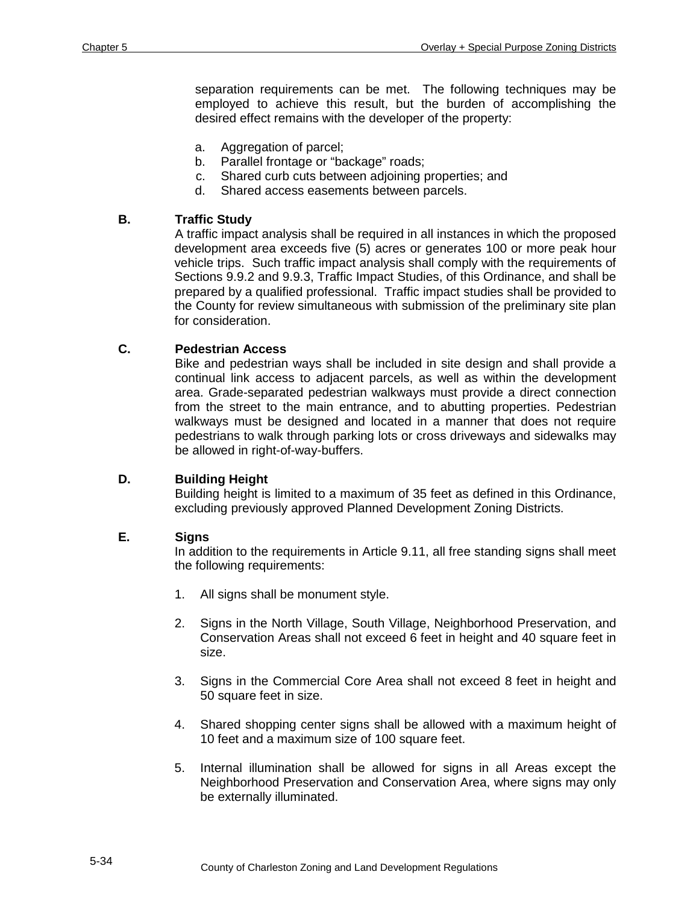separation requirements can be met. The following techniques may be employed to achieve this result, but the burden of accomplishing the desired effect remains with the developer of the property:

a. Aggregation of parcel;
b. Parallel frontage or "backage" roads;
c. Shared curb cuts between adjoining properties; and
d. Shared access easements between parcels.

### B. Traffic Study

A traffic impact analysis shall be required in all instances in which the proposed development area exceeds five (5) acres or generates 100 or more peak hour vehicle trips. Such traffic impact analysis shall comply with the requirements of Sections 9.9.2 and 9.9.3, Traffic Impact Studies, of this Ordinance, and shall be prepared by a qualified professional. Traffic impact studies shall be provided to the County for review simultaneous with submission of the preliminary site plan for consideration.

### C. Pedestrian Access

Bike and pedestrian ways shall be included in site design and shall provide a continual link access to adjacent parcels, as well as within the development area. Grade-separated pedestrian walkways must provide a direct connection from the street to the main entrance, and to abutting properties. Pedestrian walkways must be designed and located in a manner that does not require pedestrians to walk through parking lots or cross driveways and sidewalks may be allowed in right-of-way-buffers.

### D. Building Height

Building height is limited to a maximum of 35 feet as defined in this Ordinance, excluding previously approved Planned Development Zoning Districts.

### E. Signs

In addition to the requirements in Article 9.11, all free standing signs shall meet the following requirements:

1. All signs shall be monument style.

2. Signs in the North Village, South Village, Neighborhood Preservation, and Conservation Areas shall not exceed 6 feet in height and 40 square feet in size.

3. Signs in the Commercial Core Area shall not exceed 8 feet in height and 50 square feet in size.

4. Shared shopping center signs shall be allowed with a maximum height of 10 feet and a maximum size of 100 square feet.

5. Internal illumination shall be allowed for signs in all Areas except the Neighborhood Preservation and Conservation Area, where signs may only be externally illuminated.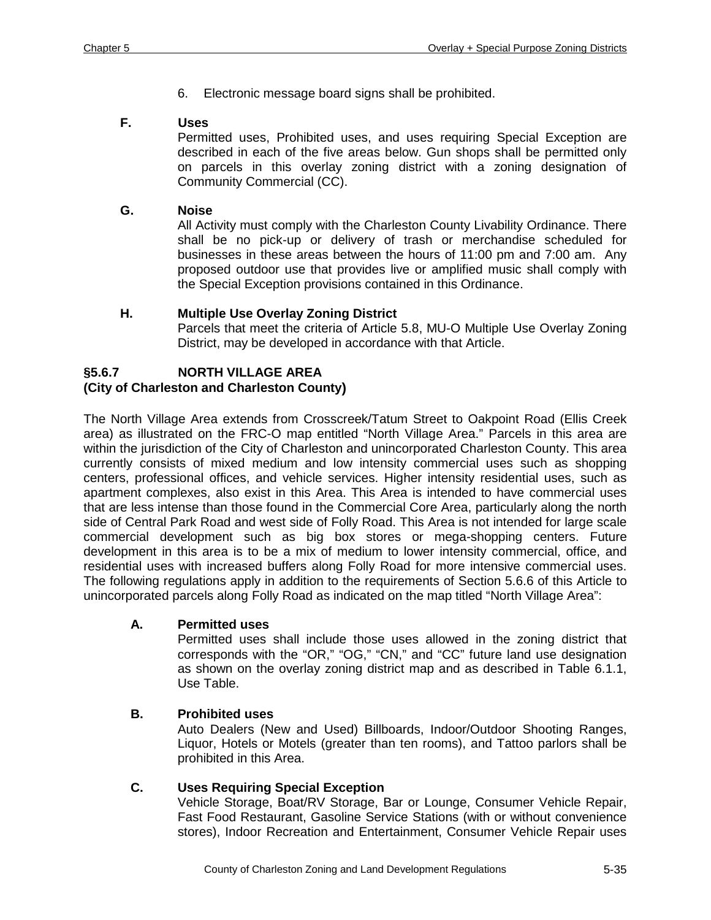6. Electronic message board signs shall be prohibited.

**F. Uses**

Permitted uses, Prohibited uses, and uses requiring Special Exception are described in each of the five areas below. Gun shops shall be permitted only on parcels in this overlay zoning district with a zoning designation of Community Commercial (CC).

**G. Noise**

All Activity must comply with the Charleston County Livability Ordinance. There shall be no pick-up or delivery of trash or merchandise scheduled for businesses in these areas between the hours of 11:00 pm and 7:00 am. Any proposed outdoor use that provides live or amplified music shall comply with the Special Exception provisions contained in this Ordinance.

**H. Multiple Use Overlay Zoning District**

Parcels that meet the criteria of Article 5.8, MU-O Multiple Use Overlay Zoning District, may be developed in accordance with that Article.

## §5.6.7 NORTH VILLAGE AREA
**(City of Charleston and Charleston County)**

The North Village Area extends from Crosscreek/Tatum Street to Oakpoint Road (Ellis Creek area) as illustrated on the FRC-O map entitled "North Village Area." Parcels in this area are within the jurisdiction of the City of Charleston and unincorporated Charleston County. This area currently consists of mixed medium and low intensity commercial uses such as shopping centers, professional offices, and vehicle services. Higher intensity residential uses, such as apartment complexes, also exist in this Area. This Area is intended to have commercial uses that are less intense than those found in the Commercial Core Area, particularly along the north side of Central Park Road and west side of Folly Road. This Area is not intended for large scale commercial development such as big box stores or mega-shopping centers. Future development in this area is to be a mix of medium to lower intensity commercial, office, and residential uses with increased buffers along Folly Road for more intensive commercial uses. The following regulations apply in addition to the requirements of Section 5.6.6 of this Article to unincorporated parcels along Folly Road as indicated on the map titled "North Village Area":

**A. Permitted uses**

Permitted uses shall include those uses allowed in the zoning district that corresponds with the "OR," "OG," "CN," and "CC" future land use designation as shown on the overlay zoning district map and as described in Table 6.1.1, Use Table.

**B. Prohibited uses**

Auto Dealers (New and Used) Billboards, Indoor/Outdoor Shooting Ranges, Liquor, Hotels or Motels (greater than ten rooms), and Tattoo parlors shall be prohibited in this Area.

**C. Uses Requiring Special Exception**

Vehicle Storage, Boat/RV Storage, Bar or Lounge, Consumer Vehicle Repair, Fast Food Restaurant, Gasoline Service Stations (with or without convenience stores), Indoor Recreation and Entertainment, Consumer Vehicle Repair uses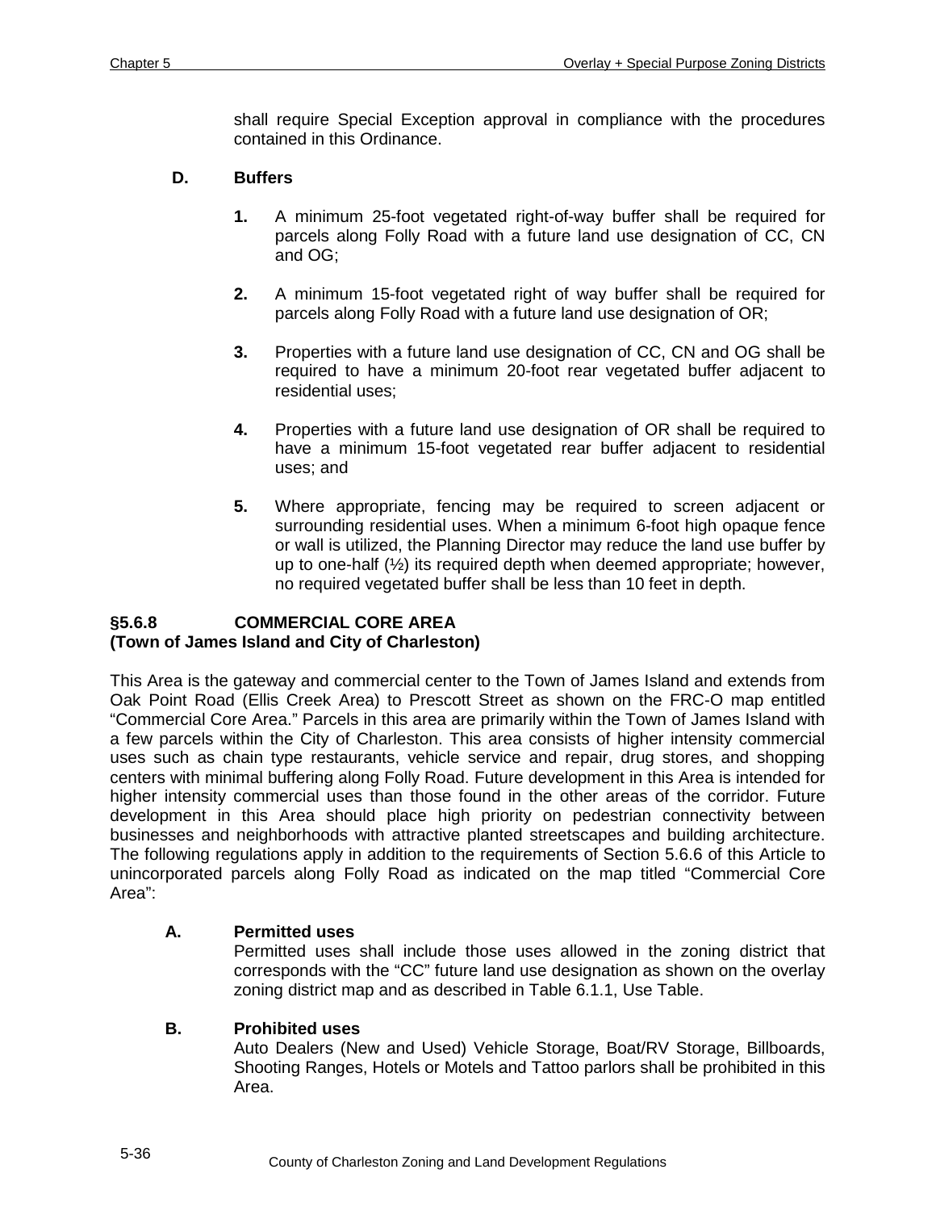shall require Special Exception approval in compliance with the procedures contained in this Ordinance.

**D. Buffers**

1. A minimum 25-foot vegetated right-of-way buffer shall be required for parcels along Folly Road with a future land use designation of CC, CN and OG;

2. A minimum 15-foot vegetated right of way buffer shall be required for parcels along Folly Road with a future land use designation of OR;

3. Properties with a future land use designation of CC, CN and OG shall be required to have a minimum 20-foot rear vegetated buffer adjacent to residential uses;

4. Properties with a future land use designation of OR shall be required to have a minimum 15-foot vegetated rear buffer adjacent to residential uses; and

5. Where appropriate, fencing may be required to screen adjacent or surrounding residential uses. When a minimum 6-foot high opaque fence or wall is utilized, the Planning Director may reduce the land use buffer by up to one-half (½) its required depth when deemed appropriate; however, no required vegetated buffer shall be less than 10 feet in depth.

## §5.6.8 COMMERCIAL CORE AREA
## (Town of James Island and City of Charleston)

This Area is the gateway and commercial center to the Town of James Island and extends from Oak Point Road (Ellis Creek Area) to Prescott Street as shown on the FRC-O map entitled "Commercial Core Area." Parcels in this area are primarily within the Town of James Island with a few parcels within the City of Charleston. This area consists of higher intensity commercial uses such as chain type restaurants, vehicle service and repair, drug stores, and shopping centers with minimal buffering along Folly Road. Future development in this Area is intended for higher intensity commercial uses than those found in the other areas of the corridor. Future development in this Area should place high priority on pedestrian connectivity between businesses and neighborhoods with attractive planted streetscapes and building architecture. The following regulations apply in addition to the requirements of Section 5.6.6 of this Article to unincorporated parcels along Folly Road as indicated on the map titled "Commercial Core Area":

**A. Permitted uses**

Permitted uses shall include those uses allowed in the zoning district that corresponds with the "CC" future land use designation as shown on the overlay zoning district map and as described in Table 6.1.1, Use Table.

**B. Prohibited uses**

Auto Dealers (New and Used) Vehicle Storage, Boat/RV Storage, Billboards, Shooting Ranges, Hotels or Motels and Tattoo parlors shall be prohibited in this Area.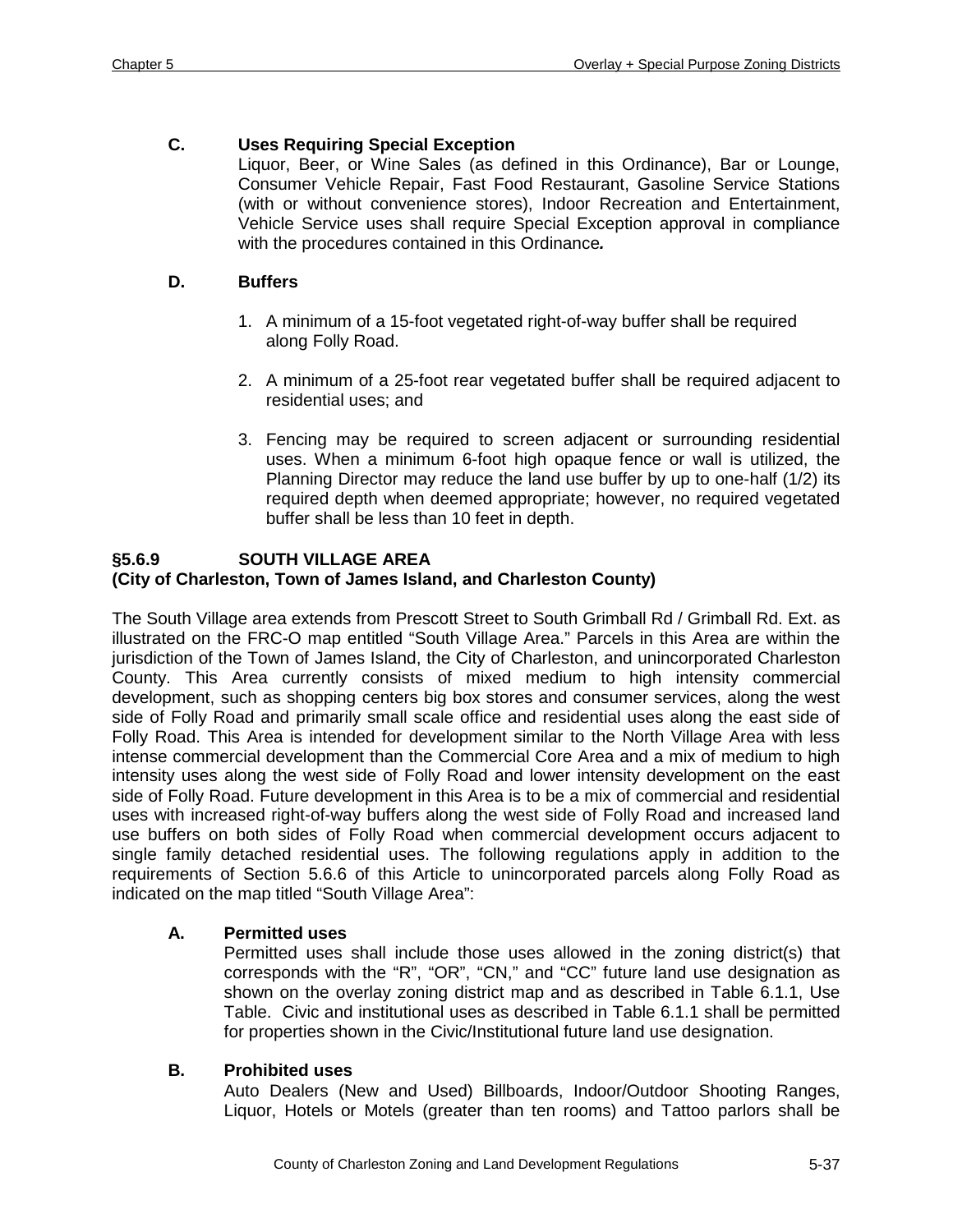### C. Uses Requiring Special Exception

Liquor, Beer, or Wine Sales (as defined in this Ordinance), Bar or Lounge, Consumer Vehicle Repair, Fast Food Restaurant, Gasoline Service Stations (with or without convenience stores), Indoor Recreation and Entertainment, Vehicle Service uses shall require Special Exception approval in compliance with the procedures contained in this Ordinance***.***

### D. Buffers

1. A minimum of a 15-foot vegetated right-of-way buffer shall be required along Folly Road.
2. A minimum of a 25-foot rear vegetated buffer shall be required adjacent to residential uses; and
3. Fencing may be required to screen adjacent or surrounding residential uses. When a minimum 6-foot high opaque fence or wall is utilized, the Planning Director may reduce the land use buffer by up to one-half (1/2) its required depth when deemed appropriate; however, no required vegetated buffer shall be less than 10 feet in depth.

## §5.6.9 SOUTH VILLAGE AREA
**(City of Charleston, Town of James Island, and Charleston County)**

The South Village area extends from Prescott Street to South Grimball Rd / Grimball Rd. Ext. as illustrated on the FRC-O map entitled “South Village Area.” Parcels in this Area are within the jurisdiction of the Town of James Island, the City of Charleston, and unincorporated Charleston County. This Area currently consists of mixed medium to high intensity commercial development, such as shopping centers big box stores and consumer services, along the west side of Folly Road and primarily small scale office and residential uses along the east side of Folly Road. This Area is intended for development similar to the North Village Area with less intense commercial development than the Commercial Core Area and a mix of medium to high intensity uses along the west side of Folly Road and lower intensity development on the east side of Folly Road. Future development in this Area is to be a mix of commercial and residential uses with increased right-of-way buffers along the west side of Folly Road and increased land use buffers on both sides of Folly Road when commercial development occurs adjacent to single family detached residential uses. The following regulations apply in addition to the requirements of Section 5.6.6 of this Article to unincorporated parcels along Folly Road as indicated on the map titled “South Village Area”:

### A. Permitted uses

Permitted uses shall include those uses allowed in the zoning district(s) that corresponds with the “R”, “OR”, “CN,” and “CC” future land use designation as shown on the overlay zoning district map and as described in Table 6.1.1, Use Table. Civic and institutional uses as described in Table 6.1.1 shall be permitted for properties shown in the Civic/Institutional future land use designation.

### B. Prohibited uses

Auto Dealers (New and Used) Billboards, Indoor/Outdoor Shooting Ranges, Liquor, Hotels or Motels (greater than ten rooms) and Tattoo parlors shall be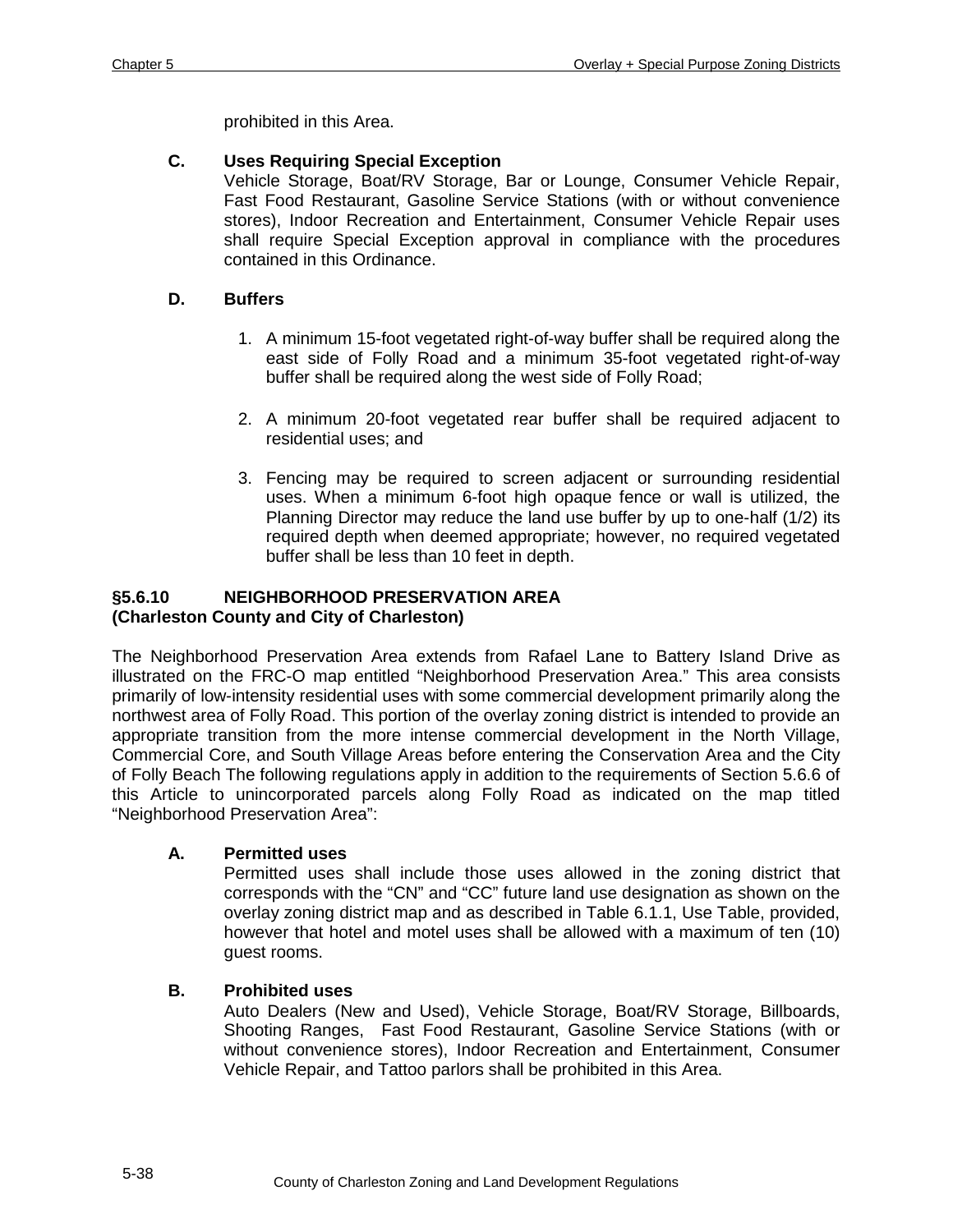prohibited in this Area.

**C. Uses Requiring Special Exception**

Vehicle Storage, Boat/RV Storage, Bar or Lounge, Consumer Vehicle Repair, Fast Food Restaurant, Gasoline Service Stations (with or without convenience stores), Indoor Recreation and Entertainment, Consumer Vehicle Repair uses shall require Special Exception approval in compliance with the procedures contained in this Ordinance.

**D. Buffers**

1. A minimum 15-foot vegetated right-of-way buffer shall be required along the east side of Folly Road and a minimum 35-foot vegetated right-of-way buffer shall be required along the west side of Folly Road;

2. A minimum 20-foot vegetated rear buffer shall be required adjacent to residential uses; and

3. Fencing may be required to screen adjacent or surrounding residential uses. When a minimum 6-foot high opaque fence or wall is utilized, the Planning Director may reduce the land use buffer by up to one-half (1/2) its required depth when deemed appropriate; however, no required vegetated buffer shall be less than 10 feet in depth.

### §5.6.10 NEIGHBORHOOD PRESERVATION AREA (Charleston County and City of Charleston)

The Neighborhood Preservation Area extends from Rafael Lane to Battery Island Drive as illustrated on the FRC-O map entitled "Neighborhood Preservation Area." This area consists primarily of low-intensity residential uses with some commercial development primarily along the northwest area of Folly Road. This portion of the overlay zoning district is intended to provide an appropriate transition from the more intense commercial development in the North Village, Commercial Core, and South Village Areas before entering the Conservation Area and the City of Folly Beach The following regulations apply in addition to the requirements of Section 5.6.6 of this Article to unincorporated parcels along Folly Road as indicated on the map titled "Neighborhood Preservation Area":

**A. Permitted uses**

Permitted uses shall include those uses allowed in the zoning district that corresponds with the "CN" and "CC" future land use designation as shown on the overlay zoning district map and as described in Table 6.1.1, Use Table, provided, however that hotel and motel uses shall be allowed with a maximum of ten (10) guest rooms.

**B. Prohibited uses**

Auto Dealers (New and Used), Vehicle Storage, Boat/RV Storage, Billboards, Shooting Ranges, Fast Food Restaurant, Gasoline Service Stations (with or without convenience stores), Indoor Recreation and Entertainment, Consumer Vehicle Repair, and Tattoo parlors shall be prohibited in this Area.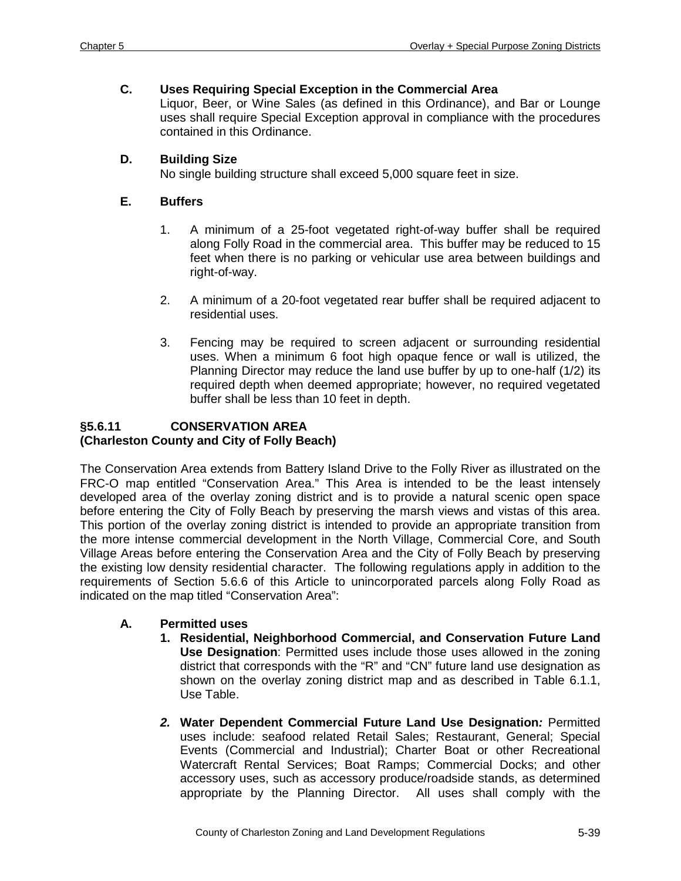### C. Uses Requiring Special Exception in the Commercial Area

Liquor, Beer, or Wine Sales (as defined in this Ordinance), and Bar or Lounge uses shall require Special Exception approval in compliance with the procedures contained in this Ordinance.

### D. Building Size

No single building structure shall exceed 5,000 square feet in size.

### E. Buffers

1. A minimum of a 25-foot vegetated right-of-way buffer shall be required along Folly Road in the commercial area. This buffer may be reduced to 15 feet when there is no parking or vehicular use area between buildings and right-of-way.
2. A minimum of a 20-foot vegetated rear buffer shall be required adjacent to residential uses.
3. Fencing may be required to screen adjacent or surrounding residential uses. When a minimum 6 foot high opaque fence or wall is utilized, the Planning Director may reduce the land use buffer by up to one-half (1/2) its required depth when deemed appropriate; however, no required vegetated buffer shall be less than 10 feet in depth.

## §5.6.11 CONSERVATION AREA (Charleston County and City of Folly Beach)

The Conservation Area extends from Battery Island Drive to the Folly River as illustrated on the FRC-O map entitled "Conservation Area." This Area is intended to be the least intensely developed area of the overlay zoning district and is to provide a natural scenic open space before entering the City of Folly Beach by preserving the marsh views and vistas of this area. This portion of the overlay zoning district is intended to provide an appropriate transition from the more intense commercial development in the North Village, Commercial Core, and South Village Areas before entering the Conservation Area and the City of Folly Beach by preserving the existing low density residential character. The following regulations apply in addition to the requirements of Section 5.6.6 of this Article to unincorporated parcels along Folly Road as indicated on the map titled "Conservation Area":

### A. Permitted uses

1. **Residential, Neighborhood Commercial, and Conservation Future Land Use Designation**: Permitted uses include those uses allowed in the zoning district that corresponds with the "R" and "CN" future land use designation as shown on the overlay zoning district map and as described in Table 6.1.1, Use Table.
2. **Water Dependent Commercial Future Land Use Designation*:*** Permitted uses include: seafood related Retail Sales; Restaurant, General; Special Events (Commercial and Industrial); Charter Boat or other Recreational Watercraft Rental Services; Boat Ramps; Commercial Docks; and other accessory uses, such as accessory produce/roadside stands, as determined appropriate by the Planning Director. All uses shall comply with the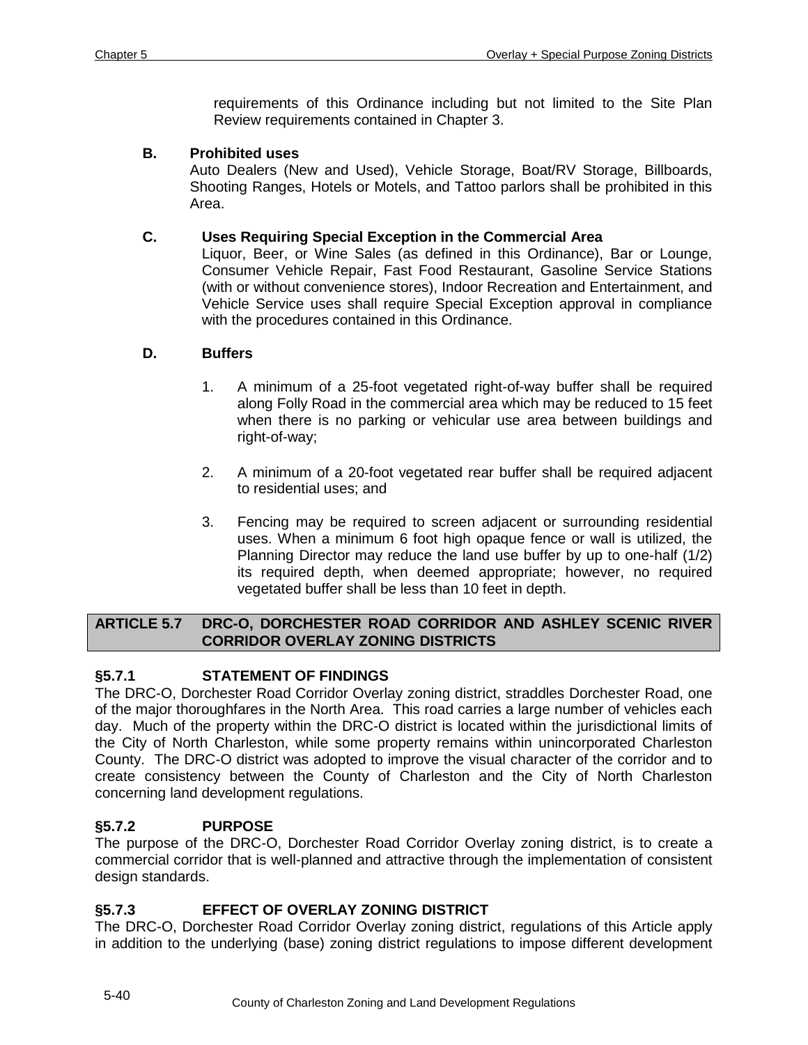requirements of this Ordinance including but not limited to the Site Plan Review requirements contained in Chapter 3.

**B. Prohibited uses**

Auto Dealers (New and Used), Vehicle Storage, Boat/RV Storage, Billboards, Shooting Ranges, Hotels or Motels, and Tattoo parlors shall be prohibited in this Area.

**C. Uses Requiring Special Exception in the Commercial Area**

Liquor, Beer, or Wine Sales (as defined in this Ordinance), Bar or Lounge, Consumer Vehicle Repair, Fast Food Restaurant, Gasoline Service Stations (with or without convenience stores), Indoor Recreation and Entertainment, and Vehicle Service uses shall require Special Exception approval in compliance with the procedures contained in this Ordinance.

**D. Buffers**

1. A minimum of a 25-foot vegetated right-of-way buffer shall be required along Folly Road in the commercial area which may be reduced to 15 feet when there is no parking or vehicular use area between buildings and right-of-way;

2. A minimum of a 20-foot vegetated rear buffer shall be required adjacent to residential uses; and

3. Fencing may be required to screen adjacent or surrounding residential uses. When a minimum 6 foot high opaque fence or wall is utilized, the Planning Director may reduce the land use buffer by up to one-half (1/2) its required depth, when deemed appropriate; however, no required vegetated buffer shall be less than 10 feet in depth.

## ARTICLE 5.7 DRC-O, DORCHESTER ROAD CORRIDOR AND ASHLEY SCENIC RIVER CORRIDOR OVERLAY ZONING DISTRICTS

### §5.7.1 STATEMENT OF FINDINGS

The DRC-O, Dorchester Road Corridor Overlay zoning district, straddles Dorchester Road, one of the major thoroughfares in the North Area. This road carries a large number of vehicles each day. Much of the property within the DRC-O district is located within the jurisdictional limits of the City of North Charleston, while some property remains within unincorporated Charleston County. The DRC-O district was adopted to improve the visual character of the corridor and to create consistency between the County of Charleston and the City of North Charleston concerning land development regulations.

### §5.7.2 PURPOSE

The purpose of the DRC-O, Dorchester Road Corridor Overlay zoning district, is to create a commercial corridor that is well-planned and attractive through the implementation of consistent design standards.

### §5.7.3 EFFECT OF OVERLAY ZONING DISTRICT

The DRC-O, Dorchester Road Corridor Overlay zoning district, regulations of this Article apply in addition to the underlying (base) zoning district regulations to impose different development